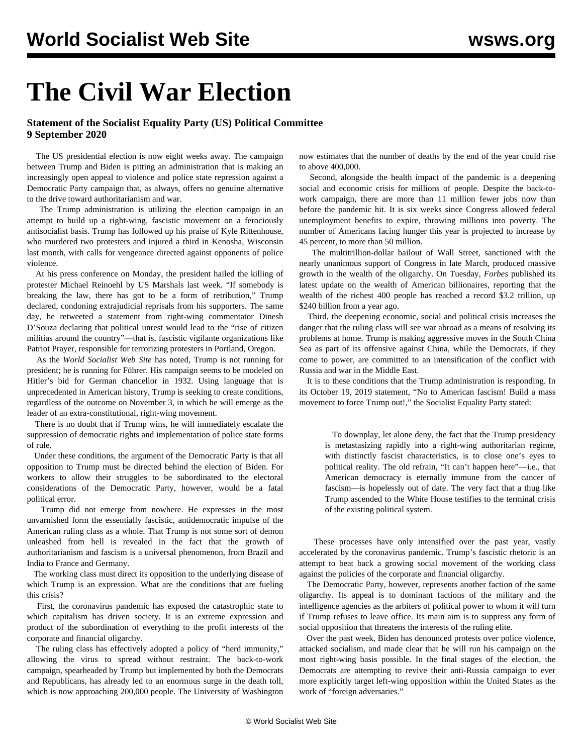# The Civil War Election

**Statement of the Socialist Equality Party (US) Political Committee**
**9 September 2020**

The US presidential election is now eight weeks away. The campaign between Trump and Biden is pitting an administration that is making an increasingly open appeal to violence and police state repression against a Democratic Party campaign that, as always, offers no genuine alternative to the drive toward authoritarianism and war.

The Trump administration is utilizing the election campaign in an attempt to build up a right-wing, fascistic movement on a ferociously antisocialist basis. Trump has followed up his praise of Kyle Rittenhouse, who murdered two protesters and injured a third in Kenosha, Wisconsin last month, with calls for vengeance directed against opponents of police violence.

At his press conference on Monday, the president hailed the killing of protester Michael Reinoehl by US Marshals last week. "If somebody is breaking the law, there has got to be a form of retribution," Trump declared, condoning extrajudicial reprisals from his supporters. The same day, he retweeted a statement from right-wing commentator Dinesh D'Souza declaring that political unrest would lead to the "rise of citizen militias around the country"—that is, fascistic vigilante organizations like Patriot Prayer, responsible for terrorizing protesters in Portland, Oregon.

As the *World Socialist Web Site* has noted, Trump is not running for president; he is running for Führer. His campaign seems to be modeled on Hitler's bid for German chancellor in 1932. Using language that is unprecedented in American history, Trump is seeking to create conditions, regardless of the outcome on November 3, in which he will emerge as the leader of an extra-constitutional, right-wing movement.

There is no doubt that if Trump wins, he will immediately escalate the suppression of democratic rights and implementation of police state forms of rule.

Under these conditions, the argument of the Democratic Party is that all opposition to Trump must be directed behind the election of Biden. For workers to allow their struggles to be subordinated to the electoral considerations of the Democratic Party, however, would be a fatal political error.

Trump did not emerge from nowhere. He expresses in the most unvarnished form the essentially fascistic, antidemocratic impulse of the American ruling class as a whole. That Trump is not some sort of demon unleashed from hell is revealed in the fact that the growth of authoritarianism and fascism is a universal phenomenon, from Brazil and India to France and Germany.

The working class must direct its opposition to the underlying disease of which Trump is an expression. What are the conditions that are fueling this crisis?

First, the coronavirus pandemic has exposed the catastrophic state to which capitalism has driven society. It is an extreme expression and product of the subordination of everything to the profit interests of the corporate and financial oligarchy.

The ruling class has effectively adopted a policy of "herd immunity," allowing the virus to spread without restraint. The back-to-work campaign, spearheaded by Trump but implemented by both the Democrats and Republicans, has already led to an enormous surge in the death toll, which is now approaching 200,000 people. The University of Washington now estimates that the number of deaths by the end of the year could rise to above 400,000.

Second, alongside the health impact of the pandemic is a deepening social and economic crisis for millions of people. Despite the back-to-work campaign, there are more than 11 million fewer jobs now than before the pandemic hit. It is six weeks since Congress allowed federal unemployment benefits to expire, throwing millions into poverty. The number of Americans facing hunger this year is projected to increase by 45 percent, to more than 50 million.

The multitrillion-dollar bailout of Wall Street, sanctioned with the nearly unanimous support of Congress in late March, produced massive growth in the wealth of the oligarchy. On Tuesday, *Forbes* published its latest update on the wealth of American billionaires, reporting that the wealth of the richest 400 people has reached a record $3.2 trillion, up $240 billion from a year ago.

Third, the deepening economic, social and political crisis increases the danger that the ruling class will see war abroad as a means of resolving its problems at home. Trump is making aggressive moves in the South China Sea as part of its offensive against China, while the Democrats, if they come to power, are committed to an intensification of the conflict with Russia and war in the Middle East.

It is to these conditions that the Trump administration is responding. In its October 19, 2019 statement, "No to American fascism! Build a mass movement to force Trump out!," the Socialist Equality Party stated:

> To downplay, let alone deny, the fact that the Trump presidency is metastasizing rapidly into a right-wing authoritarian regime, with distinctly fascist characteristics, is to close one's eyes to political reality. The old refrain, "It can't happen here"—i.e., that American democracy is eternally immune from the cancer of fascism—is hopelessly out of date. The very fact that a thug like Trump ascended to the White House testifies to the terminal crisis of the existing political system.

These processes have only intensified over the past year, vastly accelerated by the coronavirus pandemic. Trump's fascistic rhetoric is an attempt to beat back a growing social movement of the working class against the policies of the corporate and financial oligarchy.

The Democratic Party, however, represents another faction of the same oligarchy. Its appeal is to dominant factions of the military and the intelligence agencies as the arbiters of political power to whom it will turn if Trump refuses to leave office. Its main aim is to suppress any form of social opposition that threatens the interests of the ruling elite.

Over the past week, Biden has denounced protests over police violence, attacked socialism, and made clear that he will run his campaign on the most right-wing basis possible. In the final stages of the election, the Democrats are attempting to revive their anti-Russia campaign to ever more explicitly target left-wing opposition within the United States as the work of "foreign adversaries."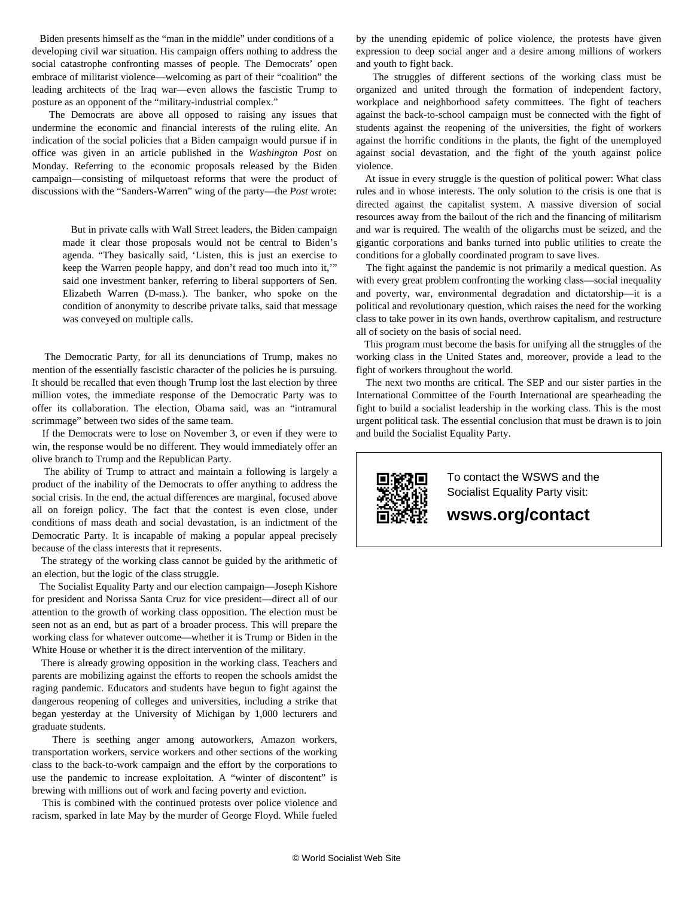Biden presents himself as the "man in the middle" under conditions of a developing civil war situation. His campaign offers nothing to address the social catastrophe confronting masses of people. The Democrats' open embrace of militarist violence—welcoming as part of their "coalition" the leading architects of the Iraq war—even allows the fascistic Trump to posture as an opponent of the "military-industrial complex."

The Democrats are above all opposed to raising any issues that undermine the economic and financial interests of the ruling elite. An indication of the social policies that a Biden campaign would pursue if in office was given in an article published in the *Washington Post* on Monday. Referring to the economic proposals released by the Biden campaign—consisting of milquetoast reforms that were the product of discussions with the "Sanders-Warren" wing of the party—the *Post* wrote:

> But in private calls with Wall Street leaders, the Biden campaign made it clear those proposals would not be central to Biden's agenda. "They basically said, 'Listen, this is just an exercise to keep the Warren people happy, and don't read too much into it,'" said one investment banker, referring to liberal supporters of Sen. Elizabeth Warren (D-mass.). The banker, who spoke on the condition of anonymity to describe private talks, said that message was conveyed on multiple calls.

The Democratic Party, for all its denunciations of Trump, makes no mention of the essentially fascistic character of the policies he is pursuing. It should be recalled that even though Trump lost the last election by three million votes, the immediate response of the Democratic Party was to offer its collaboration. The election, Obama said, was an "intramural scrimmage" between two sides of the same team.

If the Democrats were to lose on November 3, or even if they were to win, the response would be no different. They would immediately offer an olive branch to Trump and the Republican Party.

The ability of Trump to attract and maintain a following is largely a product of the inability of the Democrats to offer anything to address the social crisis. In the end, the actual differences are marginal, focused above all on foreign policy. The fact that the contest is even close, under conditions of mass death and social devastation, is an indictment of the Democratic Party. It is incapable of making a popular appeal precisely because of the class interests that it represents.

The strategy of the working class cannot be guided by the arithmetic of an election, but the logic of the class struggle.

The Socialist Equality Party and our election campaign—Joseph Kishore for president and Norissa Santa Cruz for vice president—direct all of our attention to the growth of working class opposition. The election must be seen not as an end, but as part of a broader process. This will prepare the working class for whatever outcome—whether it is Trump or Biden in the White House or whether it is the direct intervention of the military.

There is already growing opposition in the working class. Teachers and parents are mobilizing against the efforts to reopen the schools amidst the raging pandemic. Educators and students have begun to fight against the dangerous reopening of colleges and universities, including a strike that began yesterday at the University of Michigan by 1,000 lecturers and graduate students.

There is seething anger among autoworkers, Amazon workers, transportation workers, service workers and other sections of the working class to the back-to-work campaign and the effort by the corporations to use the pandemic to increase exploitation. A "winter of discontent" is brewing with millions out of work and facing poverty and eviction.

This is combined with the continued protests over police violence and racism, sparked in late May by the murder of George Floyd. While fueled by the unending epidemic of police violence, the protests have given expression to deep social anger and a desire among millions of workers and youth to fight back.

The struggles of different sections of the working class must be organized and united through the formation of independent factory, workplace and neighborhood safety committees. The fight of teachers against the back-to-school campaign must be connected with the fight of students against the reopening of the universities, the fight of workers against the horrific conditions in the plants, the fight of the unemployed against social devastation, and the fight of the youth against police violence.

At issue in every struggle is the question of political power: What class rules and in whose interests. The only solution to the crisis is one that is directed against the capitalist system. A massive diversion of social resources away from the bailout of the rich and the financing of militarism and war is required. The wealth of the oligarchs must be seized, and the gigantic corporations and banks turned into public utilities to create the conditions for a globally coordinated program to save lives.

The fight against the pandemic is not primarily a medical question. As with every great problem confronting the working class—social inequality and poverty, war, environmental degradation and dictatorship—it is a political and revolutionary question, which raises the need for the working class to take power in its own hands, overthrow capitalism, and restructure all of society on the basis of social need.

This program must become the basis for unifying all the struggles of the working class in the United States and, moreover, provide a lead to the fight of workers throughout the world.

The next two months are critical. The SEP and our sister parties in the International Committee of the Fourth International are spearheading the fight to build a socialist leadership in the working class. This is the most urgent political task. The essential conclusion that must be drawn is to join and build the Socialist Equality Party.

To contact the WSWS and the Socialist Equality Party visit:

**wsws.org/contact**